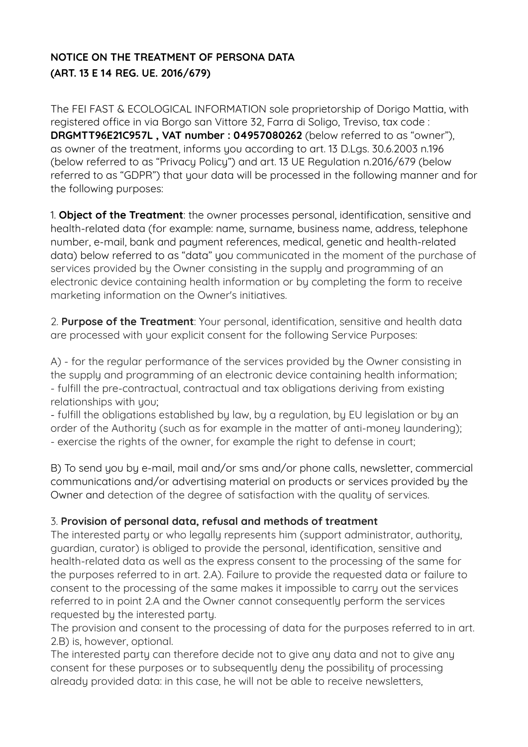**NOTICE ON THE TREATMENT OF PERSONA DATA**

**(ART. 13 E 14 REG. UE. 2016/679)**

The FEI FAST & ECOLOGICAL INFORMATION sole proprietorship of Dorigo Mattia, with registered office in via Borgo san Vittore 32, Farra di Soligo, Treviso, tax code : **DRGMTT96E21C957L , VAT number : 04957080262** (below referred to as "owner"), as owner of the treatment, informs you according to art. 13 D.Lgs. 30.6.2003 n.196 (below referred to as "Privacy Policy") and art. 13 UE Regulation n.2016/679 (below referred to as "GDPR") that your data will be processed in the following manner and for the following purposes:

1. **Object of the Treatment**: the owner processes personal, identification, sensitive and health-related data (for example: name, surname, business name, address, telephone number, e-mail, bank and payment references, medical, genetic and health-related data) below referred to as "data" you communicated in the moment of the purchase of services provided by the Owner consisting in the supply and programming of an electronic device containing health information or by completing the form to receive marketing information on the Owner's initiatives.

2. **Purpose of the Treatment**: Your personal, identification, sensitive and health data are processed with your explicit consent for the following Service Purposes:

A) - for the regular performance of the services provided by the Owner consisting in the supply and programming of an electronic device containing health information;
- fulfill the pre-contractual, contractual and tax obligations deriving from existing relationships with you;
- fulfill the obligations established by law, by a regulation, by EU legislation or by an order of the Authority (such as for example in the matter of anti-money laundering);
- exercise the rights of the owner, for example the right to defense in court;

B) To send you by e-mail, mail and/or sms and/or phone calls, newsletter, commercial communications and/or advertising material on products or services provided by the Owner and detection of the degree of satisfaction with the quality of services.

3. **Provision of personal data, refusal and methods of treatment**

The interested party or who legally represents him (support administrator, authority, guardian, curator) is obliged to provide the personal, identification, sensitive and health-related data as well as the express consent to the processing of the same for the purposes referred to in art. 2.A). Failure to provide the requested data or failure to consent to the processing of the same makes it impossible to carry out the services referred to in point 2.A and the Owner cannot consequently perform the services requested by the interested party.
The provision and consent to the processing of data for the purposes referred to in art. 2.B) is, however, optional.
The interested party can therefore decide not to give any data and not to give any consent for these purposes or to subsequently deny the possibility of processing already provided data: in this case, he will not be able to receive newsletters,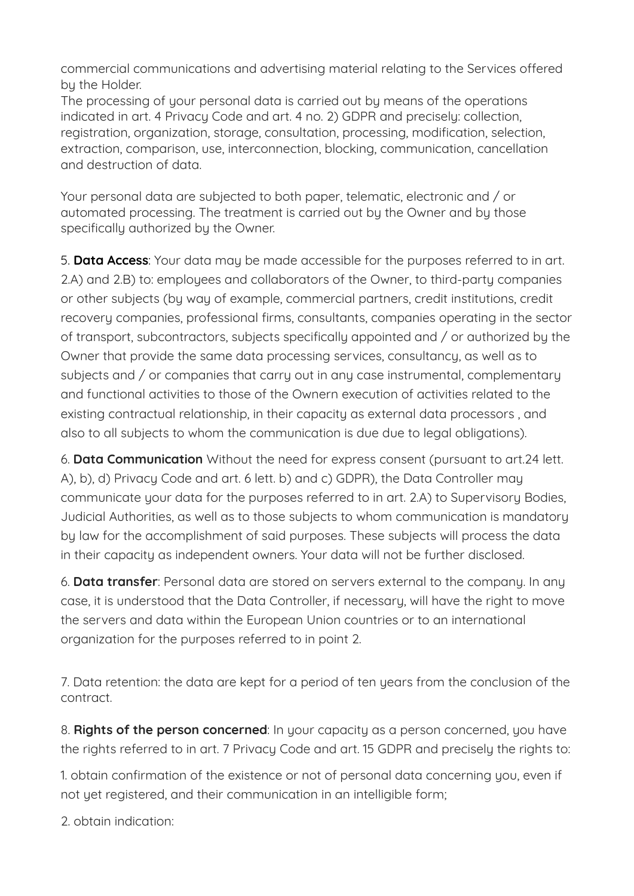commercial communications and advertising material relating to the Services offered by the Holder.
The processing of your personal data is carried out by means of the operations indicated in art. 4 Privacy Code and art. 4 no. 2) GDPR and precisely: collection, registration, organization, storage, consultation, processing, modification, selection, extraction, comparison, use, interconnection, blocking, communication, cancellation and destruction of data.

Your personal data are subjected to both paper, telematic, electronic and / or automated processing. The treatment is carried out by the Owner and by those specifically authorized by the Owner.

5. **Data Access**: Your data may be made accessible for the purposes referred to in art. 2.A) and 2.B) to: employees and collaborators of the Owner, to third-party companies or other subjects (by way of example, commercial partners, credit institutions, credit recovery companies, professional firms, consultants, companies operating in the sector of transport, subcontractors, subjects specifically appointed and / or authorized by the Owner that provide the same data processing services, consultancy, as well as to subjects and / or companies that carry out in any case instrumental, complementary and functional activities to those of the Ownern execution of activities related to the existing contractual relationship, in their capacity as external data processors , and also to all subjects to whom the communication is due due to legal obligations).

6. **Data Communication** Without the need for express consent (pursuant to art.24 lett. A), b), d) Privacy Code and art. 6 lett. b) and c) GDPR), the Data Controller may communicate your data for the purposes referred to in art. 2.A) to Supervisory Bodies, Judicial Authorities, as well as to those subjects to whom communication is mandatory by law for the accomplishment of said purposes. These subjects will process the data in their capacity as independent owners. Your data will not be further disclosed.

6. **Data transfer**: Personal data are stored on servers external to the company. In any case, it is understood that the Data Controller, if necessary, will have the right to move the servers and data within the European Union countries or to an international organization for the purposes referred to in point 2.

7. Data retention: the data are kept for a period of ten years from the conclusion of the contract.

8. **Rights of the person concerned**: In your capacity as a person concerned, you have the rights referred to in art. 7 Privacy Code and art. 15 GDPR and precisely the rights to:

1. obtain confirmation of the existence or not of personal data concerning you, even if not yet registered, and their communication in an intelligible form;

2. obtain indication: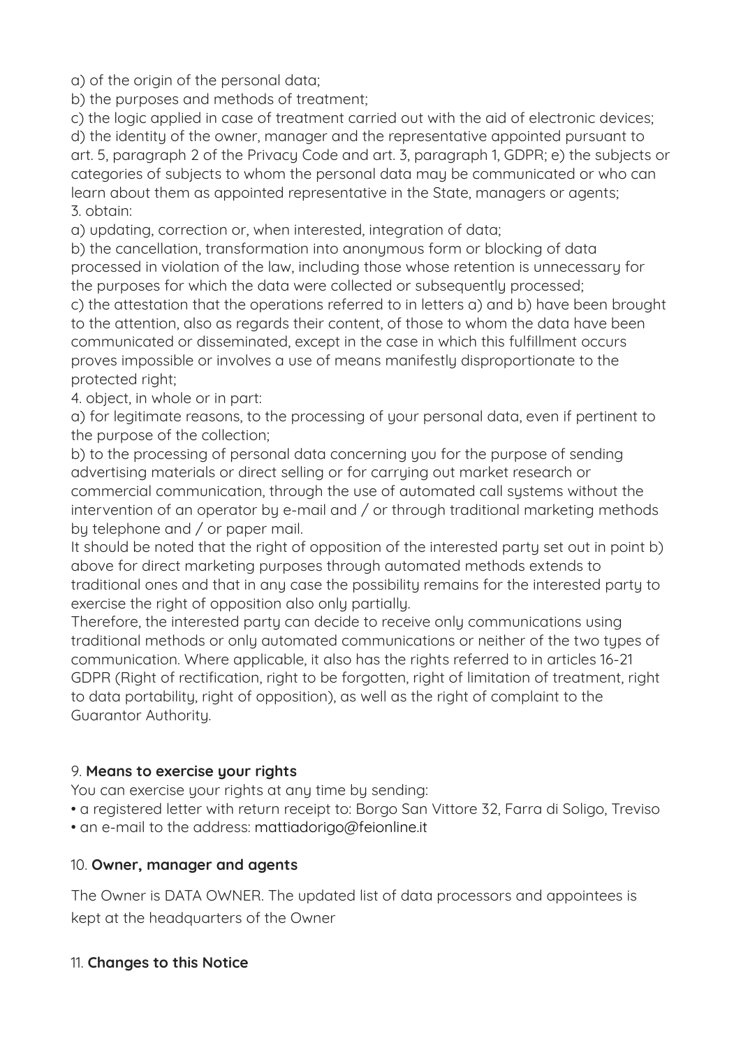a) of the origin of the personal data;
b) the purposes and methods of treatment;
c) the logic applied in case of treatment carried out with the aid of electronic devices;
d) the identity of the owner, manager and the representative appointed pursuant to art. 5, paragraph 2 of the Privacy Code and art. 3, paragraph 1, GDPR; e) the subjects or categories of subjects to whom the personal data may be communicated or who can learn about them as appointed representative in the State, managers or agents;
3. obtain:
a) updating, correction or, when interested, integration of data;
b) the cancellation, transformation into anonymous form or blocking of data processed in violation of the law, including those whose retention is unnecessary for the purposes for which the data were collected or subsequently processed;
c) the attestation that the operations referred to in letters a) and b) have been brought to the attention, also as regards their content, of those to whom the data have been communicated or disseminated, except in the case in which this fulfillment occurs proves impossible or involves a use of means manifestly disproportionate to the protected right;
4. object, in whole or in part:
a) for legitimate reasons, to the processing of your personal data, even if pertinent to the purpose of the collection;
b) to the processing of personal data concerning you for the purpose of sending advertising materials or direct selling or for carrying out market research or commercial communication, through the use of automated call systems without the intervention of an operator by e-mail and / or through traditional marketing methods by telephone and / or paper mail.
It should be noted that the right of opposition of the interested party set out in point b) above for direct marketing purposes through automated methods extends to traditional ones and that in any case the possibility remains for the interested party to exercise the right of opposition also only partially.
Therefore, the interested party can decide to receive only communications using traditional methods or only automated communications or neither of the two types of communication. Where applicable, it also has the rights referred to in articles 16-21 GDPR (Right of rectification, right to be forgotten, right of limitation of treatment, right to data portability, right of opposition), as well as the right of complaint to the Guarantor Authority.

## 9. **Means to exercise your rights**

You can exercise your rights at any time by sending:

- a registered letter with return receipt to: Borgo San Vittore 32, Farra di Soligo, Treviso
- an e-mail to the address: mattiadorigo@feionline.it

## 10. **Owner, manager and agents**

The Owner is DATA OWNER. The updated list of data processors and appointees is kept at the headquarters of the Owner

## 11. **Changes to this Notice**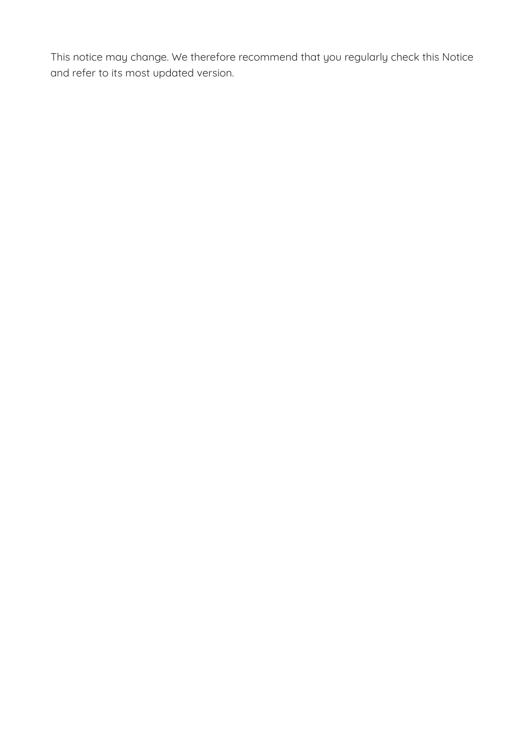This notice may change. We therefore recommend that you regularly check this Notice and refer to its most updated version.